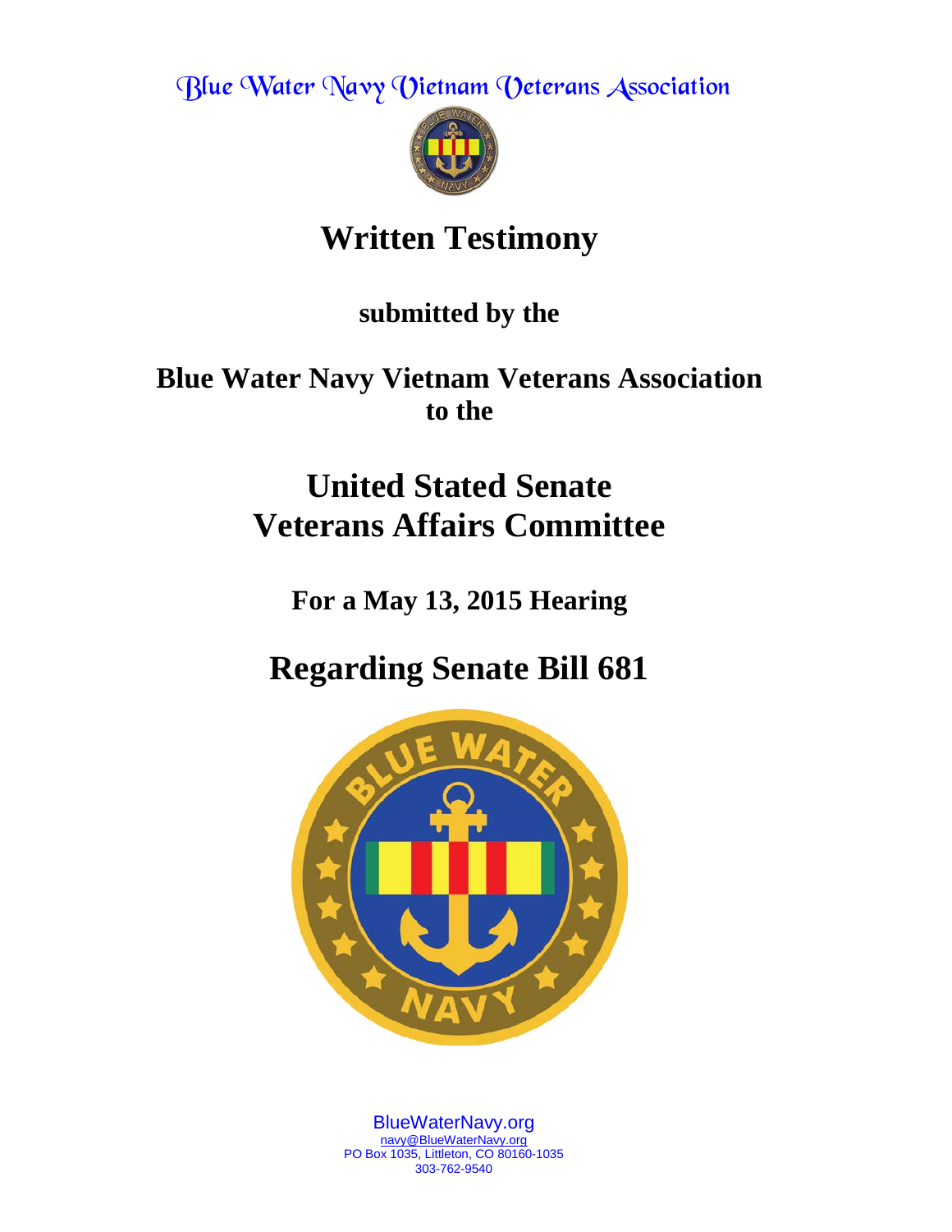Blue Water Navy Vietnam Veterans Association

# Written Testimony

**submitted by the**

**Blue Water Navy Vietnam Veterans Association**
**to the**

# United Stated Senate
# Veterans Affairs Committee

**For a May 13, 2015 Hearing**

# Regarding Senate Bill 681

BlueWaterNavy.org
navy@BlueWaterNavy.org
PO Box 1035, Littleton, CO 80160-1035
303-762-9540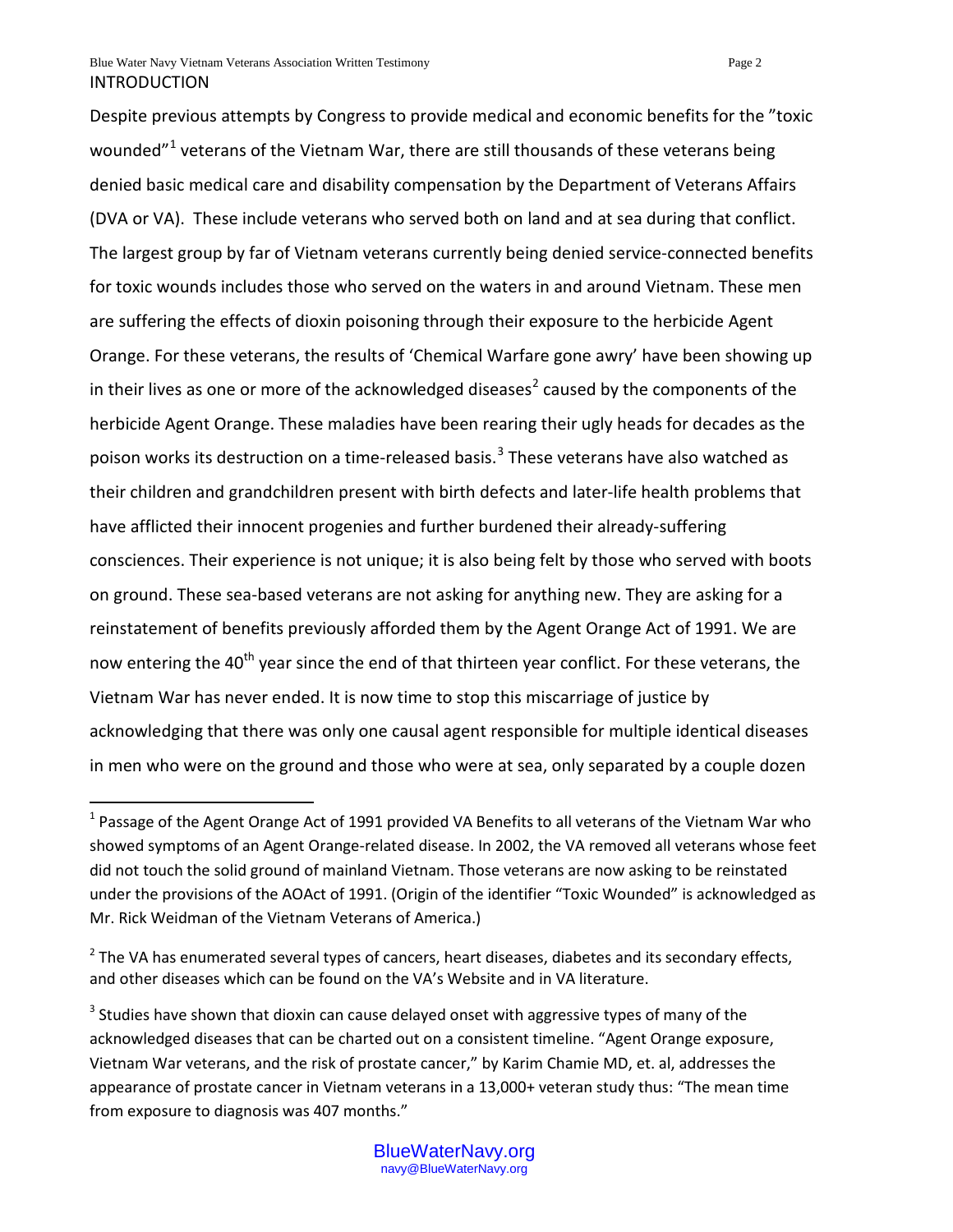## INTRODUCTION

Despite previous attempts by Congress to provide medical and economic benefits for the "toxic wounded"[1] veterans of the Vietnam War, there are still thousands of these veterans being denied basic medical care and disability compensation by the Department of Veterans Affairs (DVA or VA). These include veterans who served both on land and at sea during that conflict. The largest group by far of Vietnam veterans currently being denied service-connected benefits for toxic wounds includes those who served on the waters in and around Vietnam. These men are suffering the effects of dioxin poisoning through their exposure to the herbicide Agent Orange. For these veterans, the results of 'Chemical Warfare gone awry' have been showing up in their lives as one or more of the acknowledged diseases[2] caused by the components of the herbicide Agent Orange. These maladies have been rearing their ugly heads for decades as the poison works its destruction on a time-released basis.[3] These veterans have also watched as their children and grandchildren present with birth defects and later-life health problems that have afflicted their innocent progenies and further burdened their already-suffering consciences. Their experience is not unique; it is also being felt by those who served with boots on ground. These sea-based veterans are not asking for anything new. They are asking for a reinstatement of benefits previously afforded them by the Agent Orange Act of 1991. We are now entering the 40th year since the end of that thirteen year conflict. For these veterans, the Vietnam War has never ended. It is now time to stop this miscarriage of justice by acknowledging that there was only one causal agent responsible for multiple identical diseases in men who were on the ground and those who were at sea, only separated by a couple dozen

---

[1] Passage of the Agent Orange Act of 1991 provided VA Benefits to all veterans of the Vietnam War who showed symptoms of an Agent Orange-related disease. In 2002, the VA removed all veterans whose feet did not touch the solid ground of mainland Vietnam. Those veterans are now asking to be reinstated under the provisions of the AOAct of 1991. (Origin of the identifier "Toxic Wounded" is acknowledged as Mr. Rick Weidman of the Vietnam Veterans of America.)

[2] The VA has enumerated several types of cancers, heart diseases, diabetes and its secondary effects, and other diseases which can be found on the VA's Website and in VA literature.

[3] Studies have shown that dioxin can cause delayed onset with aggressive types of many of the acknowledged diseases that can be charted out on a consistent timeline. "Agent Orange exposure, Vietnam War veterans, and the risk of prostate cancer," by Karim Chamie MD, et. al, addresses the appearance of prostate cancer in Vietnam veterans in a 13,000+ veteran study thus: "The mean time from exposure to diagnosis was 407 months."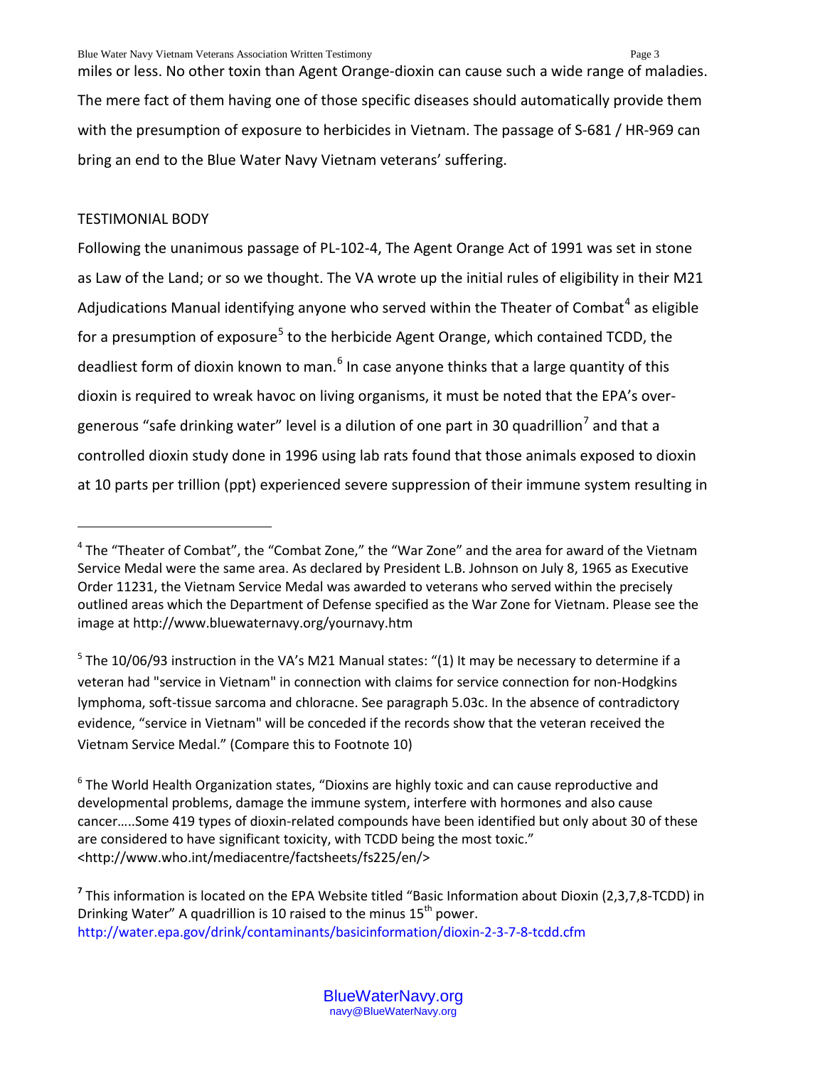miles or less. No other toxin than Agent Orange-dioxin can cause such a wide range of maladies. The mere fact of them having one of those specific diseases should automatically provide them with the presumption of exposure to herbicides in Vietnam. The passage of S-681 / HR-969 can bring an end to the Blue Water Navy Vietnam veterans' suffering.

## TESTIMONIAL BODY

Following the unanimous passage of PL-102-4, The Agent Orange Act of 1991 was set in stone as Law of the Land; or so we thought. The VA wrote up the initial rules of eligibility in their M21 Adjudications Manual identifying anyone who served within the Theater of Combat[4] as eligible for a presumption of exposure[5] to the herbicide Agent Orange, which contained TCDD, the deadliest form of dioxin known to man.[6] In case anyone thinks that a large quantity of this dioxin is required to wreak havoc on living organisms, it must be noted that the EPA's over-generous "safe drinking water" level is a dilution of one part in 30 quadrillion[7] and that a controlled dioxin study done in 1996 using lab rats found that those animals exposed to dioxin at 10 parts per trillion (ppt) experienced severe suppression of their immune system resulting in

---

[4] The "Theater of Combat", the "Combat Zone," the "War Zone" and the area for award of the Vietnam Service Medal were the same area. As declared by President L.B. Johnson on July 8, 1965 as Executive Order 11231, the Vietnam Service Medal was awarded to veterans who served within the precisely outlined areas which the Department of Defense specified as the War Zone for Vietnam. Please see the image at http://www.bluewaternavy.org/yournavy.htm

[5] The 10/06/93 instruction in the VA's M21 Manual states: "(1) It may be necessary to determine if a veteran had "service in Vietnam" in connection with claims for service connection for non-Hodgkins lymphoma, soft-tissue sarcoma and chloracne. See paragraph 5.03c. In the absence of contradictory evidence, "service in Vietnam" will be conceded if the records show that the veteran received the Vietnam Service Medal." (Compare this to Footnote 10)

[6] The World Health Organization states, "Dioxins are highly toxic and can cause reproductive and developmental problems, damage the immune system, interfere with hormones and also cause cancer…..Some 419 types of dioxin-related compounds have been identified but only about 30 of these are considered to have significant toxicity, with TCDD being the most toxic." <http://www.who.int/mediacentre/factsheets/fs225/en/>

[7] This information is located on the EPA Website titled "Basic Information about Dioxin (2,3,7,8-TCDD) in Drinking Water" A quadrillion is 10 raised to the minus 15th power. http://water.epa.gov/drink/contaminants/basicinformation/dioxin-2-3-7-8-tcdd.cfm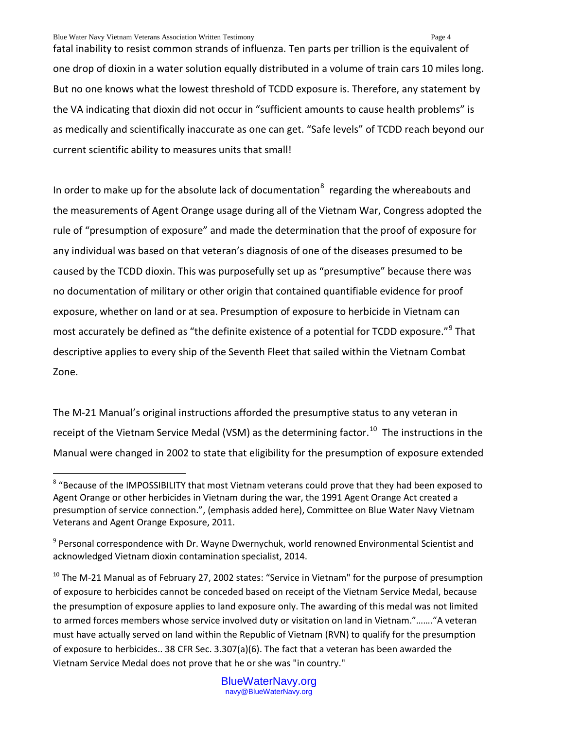fatal inability to resist common strands of influenza. Ten parts per trillion is the equivalent of one drop of dioxin in a water solution equally distributed in a volume of train cars 10 miles long. But no one knows what the lowest threshold of TCDD exposure is. Therefore, any statement by the VA indicating that dioxin did not occur in "sufficient amounts to cause health problems" is as medically and scientifically inaccurate as one can get. "Safe levels" of TCDD reach beyond our current scientific ability to measures units that small!

In order to make up for the absolute lack of documentation[8] regarding the whereabouts and the measurements of Agent Orange usage during all of the Vietnam War, Congress adopted the rule of "presumption of exposure" and made the determination that the proof of exposure for any individual was based on that veteran's diagnosis of one of the diseases presumed to be caused by the TCDD dioxin. This was purposefully set up as "presumptive" because there was no documentation of military or other origin that contained quantifiable evidence for proof exposure, whether on land or at sea. Presumption of exposure to herbicide in Vietnam can most accurately be defined as "the definite existence of a potential for TCDD exposure."[9] That descriptive applies to every ship of the Seventh Fleet that sailed within the Vietnam Combat Zone.

The M-21 Manual's original instructions afforded the presumptive status to any veteran in receipt of the Vietnam Service Medal (VSM) as the determining factor.[10] The instructions in the Manual were changed in 2002 to state that eligibility for the presumption of exposure extended

---

[8] "Because of the IMPOSSIBILITY that most Vietnam veterans could prove that they had been exposed to Agent Orange or other herbicides in Vietnam during the war, the 1991 Agent Orange Act created a presumption of service connection.", (emphasis added here), Committee on Blue Water Navy Vietnam Veterans and Agent Orange Exposure, 2011.

[9] Personal correspondence with Dr. Wayne Dwernychuk, world renowned Environmental Scientist and acknowledged Vietnam dioxin contamination specialist, 2014.

[10] The M-21 Manual as of February 27, 2002 states: "Service in Vietnam" for the purpose of presumption of exposure to herbicides cannot be conceded based on receipt of the Vietnam Service Medal, because the presumption of exposure applies to land exposure only. The awarding of this medal was not limited to armed forces members whose service involved duty or visitation on land in Vietnam."……."A veteran must have actually served on land within the Republic of Vietnam (RVN) to qualify for the presumption of exposure to herbicides.. 38 CFR Sec. 3.307(a)(6). The fact that a veteran has been awarded the Vietnam Service Medal does not prove that he or she was "in country."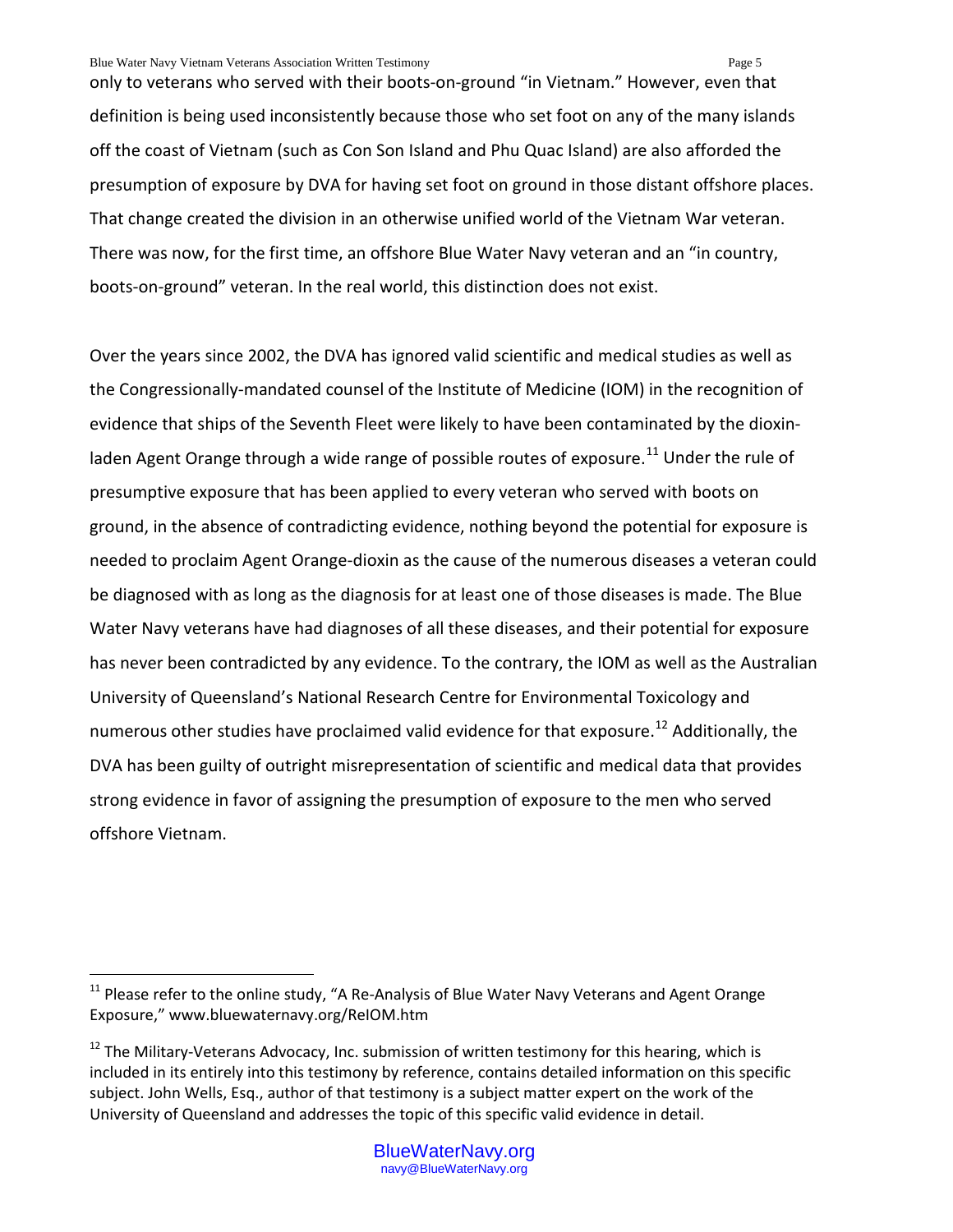only to veterans who served with their boots-on-ground "in Vietnam." However, even that definition is being used inconsistently because those who set foot on any of the many islands off the coast of Vietnam (such as Con Son Island and Phu Quac Island) are also afforded the presumption of exposure by DVA for having set foot on ground in those distant offshore places. That change created the division in an otherwise unified world of the Vietnam War veteran. There was now, for the first time, an offshore Blue Water Navy veteran and an "in country, boots-on-ground" veteran. In the real world, this distinction does not exist.

Over the years since 2002, the DVA has ignored valid scientific and medical studies as well as the Congressionally-mandated counsel of the Institute of Medicine (IOM) in the recognition of evidence that ships of the Seventh Fleet were likely to have been contaminated by the dioxin-laden Agent Orange through a wide range of possible routes of exposure.[11] Under the rule of presumptive exposure that has been applied to every veteran who served with boots on ground, in the absence of contradicting evidence, nothing beyond the potential for exposure is needed to proclaim Agent Orange-dioxin as the cause of the numerous diseases a veteran could be diagnosed with as long as the diagnosis for at least one of those diseases is made. The Blue Water Navy veterans have had diagnoses of all these diseases, and their potential for exposure has never been contradicted by any evidence. To the contrary, the IOM as well as the Australian University of Queensland's National Research Centre for Environmental Toxicology and numerous other studies have proclaimed valid evidence for that exposure.[12] Additionally, the DVA has been guilty of outright misrepresentation of scientific and medical data that provides strong evidence in favor of assigning the presumption of exposure to the men who served offshore Vietnam.

---

[11] Please refer to the online study, "A Re-Analysis of Blue Water Navy Veterans and Agent Orange Exposure," www.bluewaternavy.org/ReIOM.htm

[12] The Military-Veterans Advocacy, Inc. submission of written testimony for this hearing, which is included in its entirely into this testimony by reference, contains detailed information on this specific subject. John Wells, Esq., author of that testimony is a subject matter expert on the work of the University of Queensland and addresses the topic of this specific valid evidence in detail.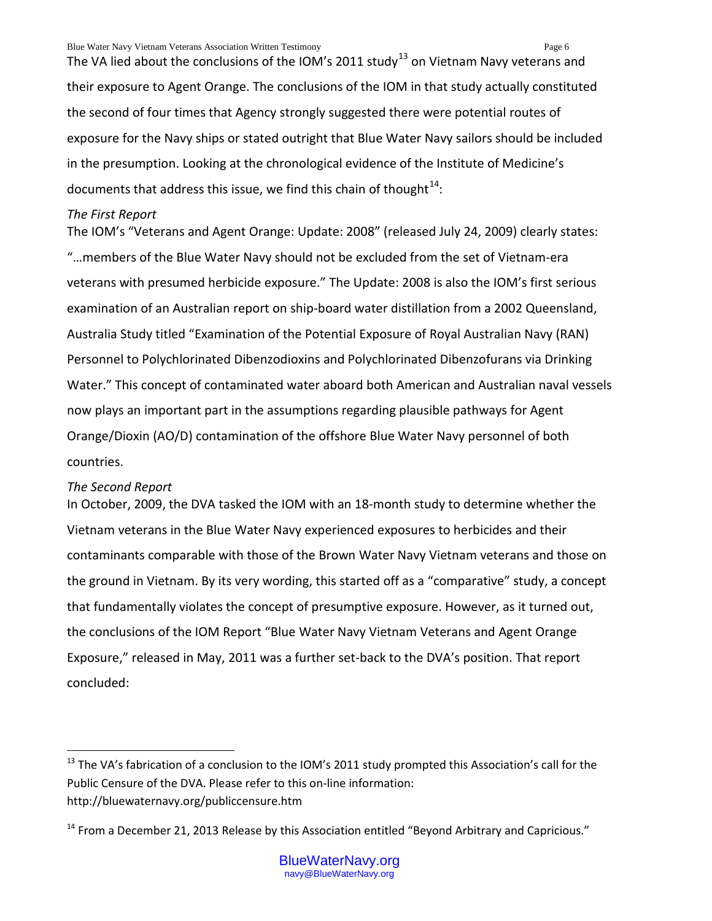The VA lied about the conclusions of the IOM's 2011 study[13] on Vietnam Navy veterans and their exposure to Agent Orange. The conclusions of the IOM in that study actually constituted the second of four times that Agency strongly suggested there were potential routes of exposure for the Navy ships or stated outright that Blue Water Navy sailors should be included in the presumption. Looking at the chronological evidence of the Institute of Medicine's documents that address this issue, we find this chain of thought[14]:

*The First Report*

The IOM's "Veterans and Agent Orange: Update: 2008" (released July 24, 2009) clearly states: "…members of the Blue Water Navy should not be excluded from the set of Vietnam-era veterans with presumed herbicide exposure." The Update: 2008 is also the IOM's first serious examination of an Australian report on ship-board water distillation from a 2002 Queensland, Australia Study titled "Examination of the Potential Exposure of Royal Australian Navy (RAN) Personnel to Polychlorinated Dibenzodioxins and Polychlorinated Dibenzofurans via Drinking Water." This concept of contaminated water aboard both American and Australian naval vessels now plays an important part in the assumptions regarding plausible pathways for Agent Orange/Dioxin (AO/D) contamination of the offshore Blue Water Navy personnel of both countries.

*The Second Report*

In October, 2009, the DVA tasked the IOM with an 18-month study to determine whether the Vietnam veterans in the Blue Water Navy experienced exposures to herbicides and their contaminants comparable with those of the Brown Water Navy Vietnam veterans and those on the ground in Vietnam. By its very wording, this started off as a "comparative" study, a concept that fundamentally violates the concept of presumptive exposure. However, as it turned out, the conclusions of the IOM Report "Blue Water Navy Vietnam Veterans and Agent Orange Exposure," released in May, 2011 was a further set-back to the DVA's position. That report concluded:

---

[13] The VA's fabrication of a conclusion to the IOM's 2011 study prompted this Association's call for the Public Censure of the DVA. Please refer to this on-line information: http://bluewaternavy.org/publiccensure.htm

[14] From a December 21, 2013 Release by this Association entitled "Beyond Arbitrary and Capricious."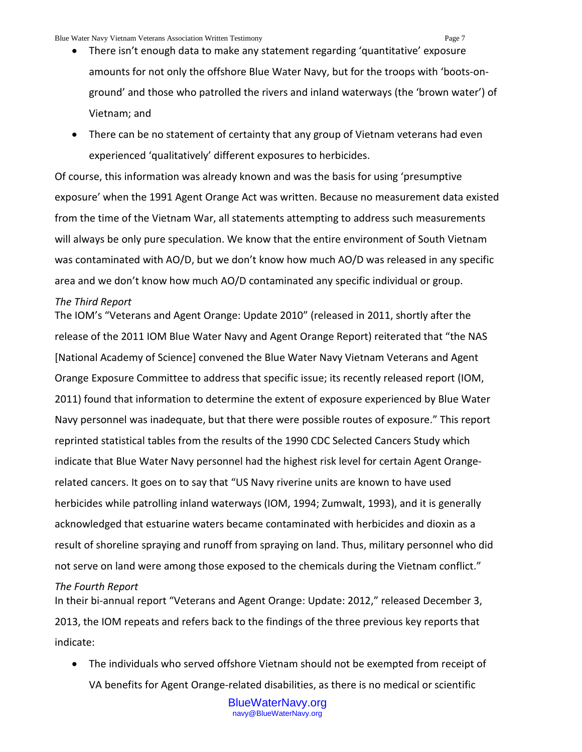- There isn't enough data to make any statement regarding 'quantitative' exposure amounts for not only the offshore Blue Water Navy, but for the troops with 'boots-on-ground' and those who patrolled the rivers and inland waterways (the 'brown water') of Vietnam; and
- There can be no statement of certainty that any group of Vietnam veterans had even experienced 'qualitatively' different exposures to herbicides.

Of course, this information was already known and was the basis for using 'presumptive exposure' when the 1991 Agent Orange Act was written. Because no measurement data existed from the time of the Vietnam War, all statements attempting to address such measurements will always be only pure speculation. We know that the entire environment of South Vietnam was contaminated with AO/D, but we don't know how much AO/D was released in any specific area and we don't know how much AO/D contaminated any specific individual or group.

*The Third Report*

The IOM's "Veterans and Agent Orange: Update 2010" (released in 2011, shortly after the release of the 2011 IOM Blue Water Navy and Agent Orange Report) reiterated that "the NAS [National Academy of Science] convened the Blue Water Navy Vietnam Veterans and Agent Orange Exposure Committee to address that specific issue; its recently released report (IOM, 2011) found that information to determine the extent of exposure experienced by Blue Water Navy personnel was inadequate, but that there were possible routes of exposure." This report reprinted statistical tables from the results of the 1990 CDC Selected Cancers Study which indicate that Blue Water Navy personnel had the highest risk level for certain Agent Orange-related cancers. It goes on to say that "US Navy riverine units are known to have used herbicides while patrolling inland waterways (IOM, 1994; Zumwalt, 1993), and it is generally acknowledged that estuarine waters became contaminated with herbicides and dioxin as a result of shoreline spraying and runoff from spraying on land. Thus, military personnel who did not serve on land were among those exposed to the chemicals during the Vietnam conflict."

*The Fourth Report*

In their bi-annual report "Veterans and Agent Orange: Update: 2012," released December 3, 2013, the IOM repeats and refers back to the findings of the three previous key reports that indicate:

- The individuals who served offshore Vietnam should not be exempted from receipt of VA benefits for Agent Orange-related disabilities, as there is no medical or scientific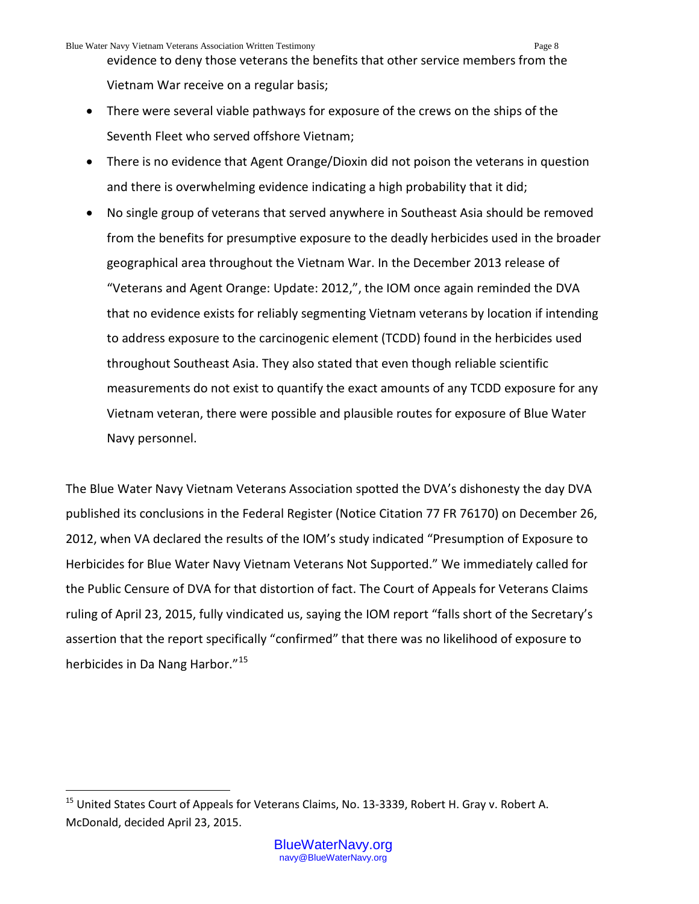evidence to deny those veterans the benefits that other service members from the Vietnam War receive on a regular basis;

- There were several viable pathways for exposure of the crews on the ships of the Seventh Fleet who served offshore Vietnam;
- There is no evidence that Agent Orange/Dioxin did not poison the veterans in question and there is overwhelming evidence indicating a high probability that it did;
- No single group of veterans that served anywhere in Southeast Asia should be removed from the benefits for presumptive exposure to the deadly herbicides used in the broader geographical area throughout the Vietnam War. In the December 2013 release of "Veterans and Agent Orange: Update: 2012,", the IOM once again reminded the DVA that no evidence exists for reliably segmenting Vietnam veterans by location if intending to address exposure to the carcinogenic element (TCDD) found in the herbicides used throughout Southeast Asia. They also stated that even though reliable scientific measurements do not exist to quantify the exact amounts of any TCDD exposure for any Vietnam veteran, there were possible and plausible routes for exposure of Blue Water Navy personnel.

The Blue Water Navy Vietnam Veterans Association spotted the DVA's dishonesty the day DVA published its conclusions in the Federal Register (Notice Citation 77 FR 76170) on December 26, 2012, when VA declared the results of the IOM's study indicated "Presumption of Exposure to Herbicides for Blue Water Navy Vietnam Veterans Not Supported." We immediately called for the Public Censure of DVA for that distortion of fact. The Court of Appeals for Veterans Claims ruling of April 23, 2015, fully vindicated us, saying the IOM report "falls short of the Secretary's assertion that the report specifically "confirmed" that there was no likelihood of exposure to herbicides in Da Nang Harbor."[15]

[15] United States Court of Appeals for Veterans Claims, No. 13-3339, Robert H. Gray v. Robert A. McDonald, decided April 23, 2015.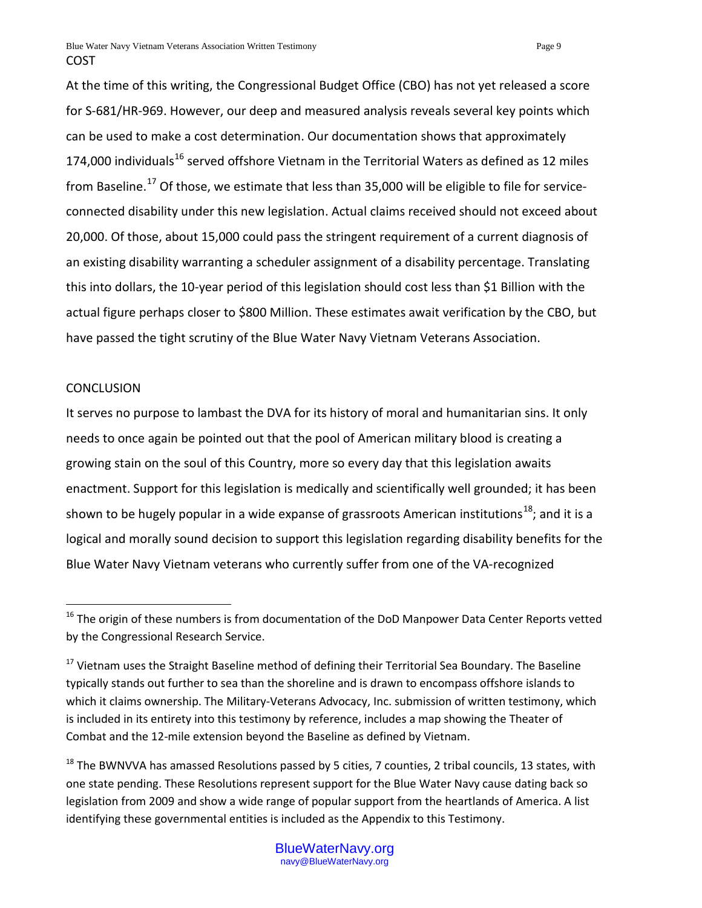## COST

At the time of this writing, the Congressional Budget Office (CBO) has not yet released a score for S-681/HR-969. However, our deep and measured analysis reveals several key points which can be used to make a cost determination. Our documentation shows that approximately 174,000 individuals[16] served offshore Vietnam in the Territorial Waters as defined as 12 miles from Baseline.[17] Of those, we estimate that less than 35,000 will be eligible to file for service-connected disability under this new legislation. Actual claims received should not exceed about 20,000. Of those, about 15,000 could pass the stringent requirement of a current diagnosis of an existing disability warranting a scheduler assignment of a disability percentage. Translating this into dollars, the 10-year period of this legislation should cost less than $1 Billion with the actual figure perhaps closer to $800 Million. These estimates await verification by the CBO, but have passed the tight scrutiny of the Blue Water Navy Vietnam Veterans Association.

## CONCLUSION

It serves no purpose to lambast the DVA for its history of moral and humanitarian sins. It only needs to once again be pointed out that the pool of American military blood is creating a growing stain on the soul of this Country, more so every day that this legislation awaits enactment. Support for this legislation is medically and scientifically well grounded; it has been shown to be hugely popular in a wide expanse of grassroots American institutions[18]; and it is a logical and morally sound decision to support this legislation regarding disability benefits for the Blue Water Navy Vietnam veterans who currently suffer from one of the VA-recognized

---

[16] The origin of these numbers is from documentation of the DoD Manpower Data Center Reports vetted by the Congressional Research Service.

[17] Vietnam uses the Straight Baseline method of defining their Territorial Sea Boundary. The Baseline typically stands out further to sea than the shoreline and is drawn to encompass offshore islands to which it claims ownership. The Military-Veterans Advocacy, Inc. submission of written testimony, which is included in its entirety into this testimony by reference, includes a map showing the Theater of Combat and the 12-mile extension beyond the Baseline as defined by Vietnam.

[18] The BWNVVA has amassed Resolutions passed by 5 cities, 7 counties, 2 tribal councils, 13 states, with one state pending. These Resolutions represent support for the Blue Water Navy cause dating back so legislation from 2009 and show a wide range of popular support from the heartlands of America. A list identifying these governmental entities is included as the Appendix to this Testimony.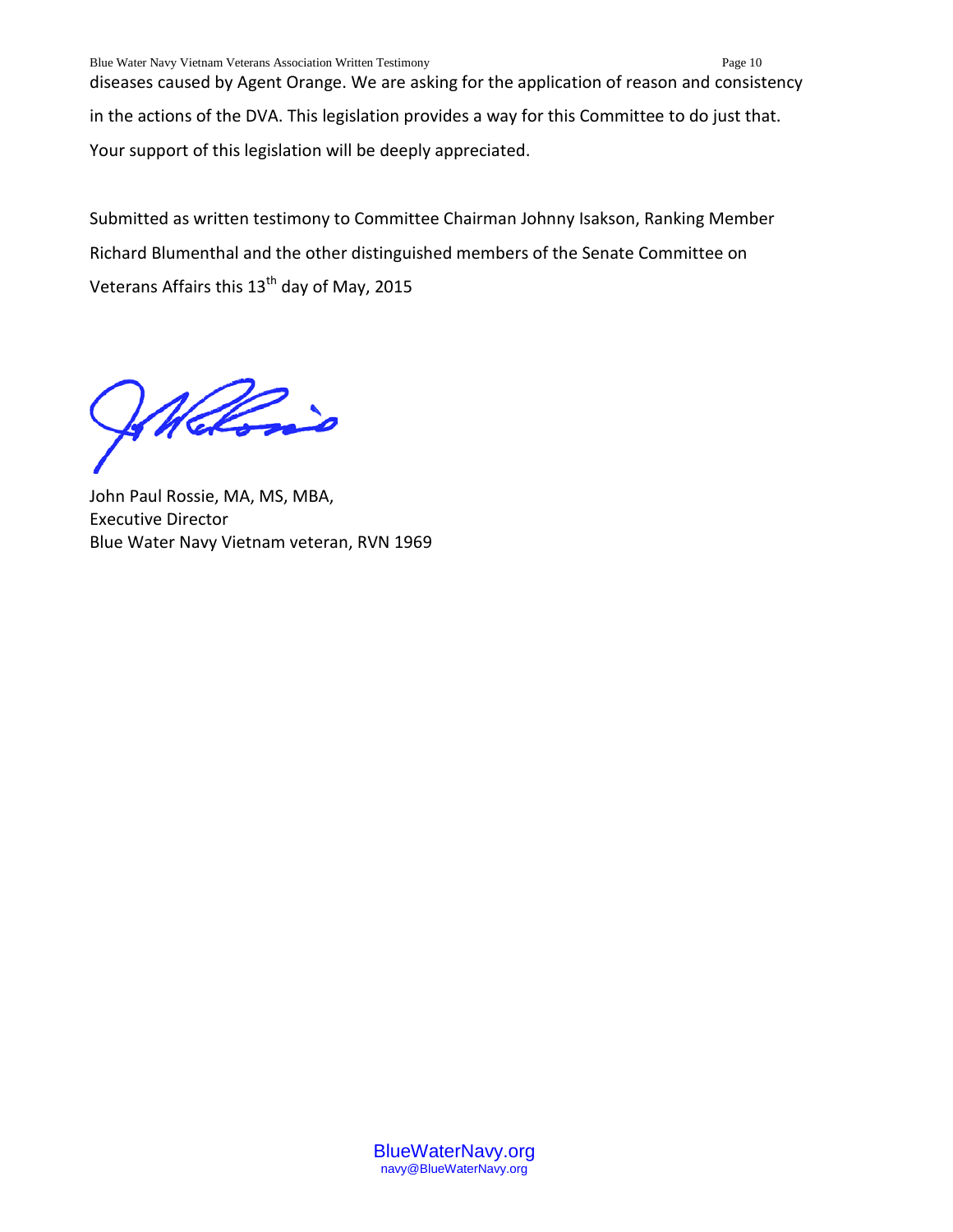diseases caused by Agent Orange. We are asking for the application of reason and consistency in the actions of the DVA. This legislation provides a way for this Committee to do just that. Your support of this legislation will be deeply appreciated.

Submitted as written testimony to Committee Chairman Johnny Isakson, Ranking Member Richard Blumenthal and the other distinguished members of the Senate Committee on Veterans Affairs this 13th day of May, 2015

John Paul Rossie, MA, MS, MBA,
Executive Director
Blue Water Navy Vietnam veteran, RVN 1969

BlueWaterNavy.org
navy@BlueWaterNavy.org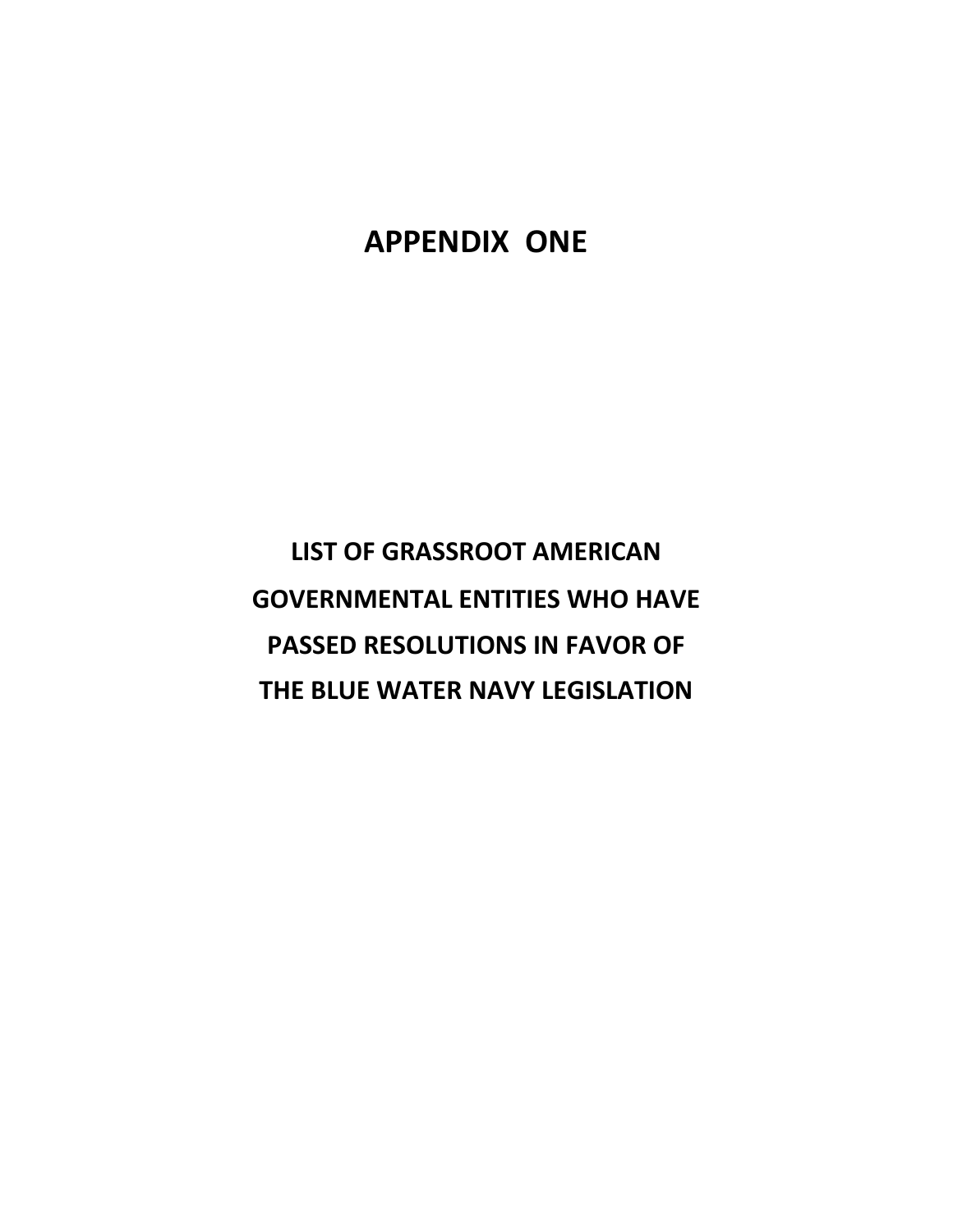# APPENDIX ONE

## LIST OF GRASSROOT AMERICAN GOVERNMENTAL ENTITIES WHO HAVE PASSED RESOLUTIONS IN FAVOR OF THE BLUE WATER NAVY LEGISLATION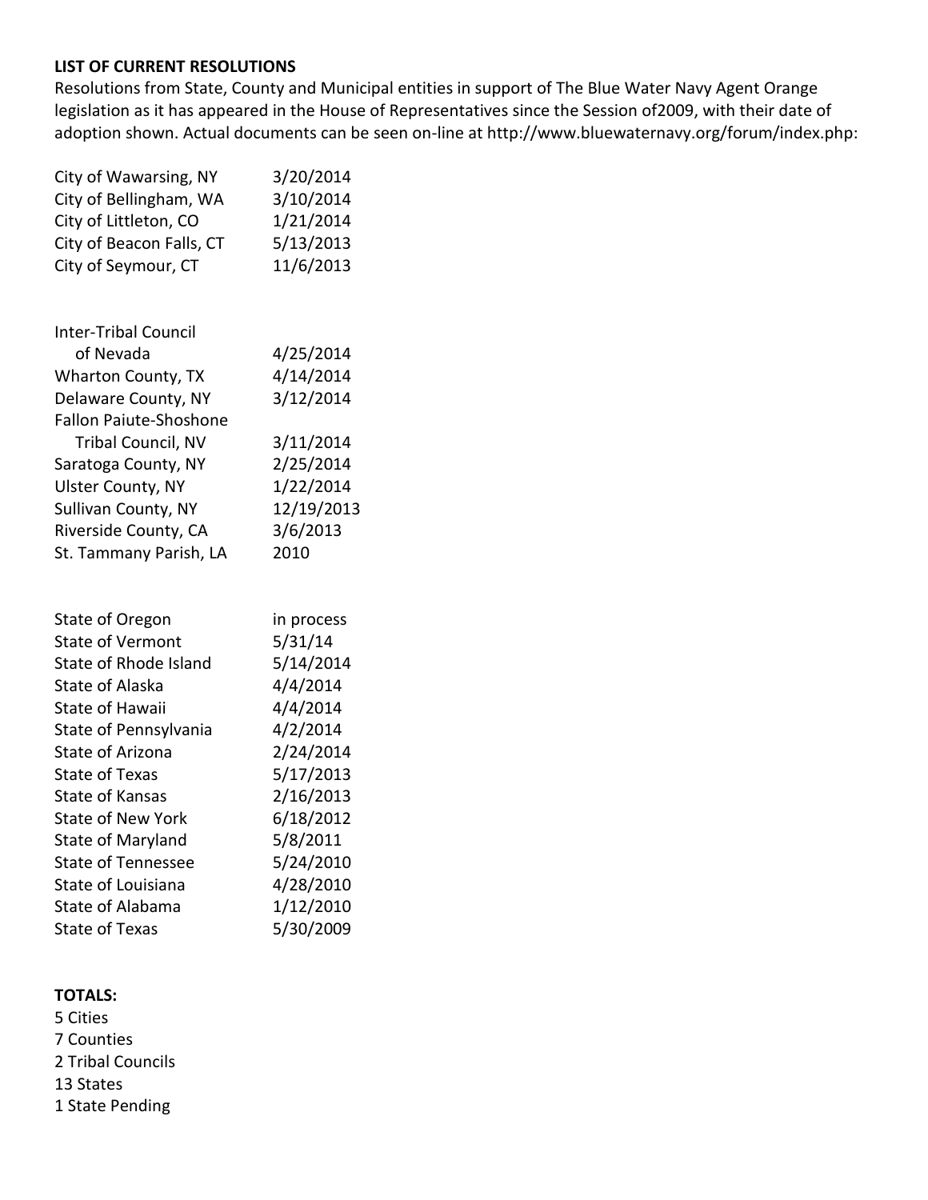**LIST OF CURRENT RESOLUTIONS**

Resolutions from State, County and Municipal entities in support of The Blue Water Navy Agent Orange legislation as it has appeared in the House of Representatives since the Session of2009, with their date of adoption shown. Actual documents can be seen on-line at http://www.bluewaternavy.org/forum/index.php:

| | |
|---|---|
| City of Wawarsing, NY | 3/20/2014 |
| City of Bellingham, WA | 3/10/2014 |
| City of Littleton, CO | 1/21/2014 |
| City of Beacon Falls, CT | 5/13/2013 |
| City of Seymour, CT | 11/6/2013 |

| | |
|---|---|
| Inter-Tribal Council of Nevada | 4/25/2014 |
| Wharton County, TX | 4/14/2014 |
| Delaware County, NY | 3/12/2014 |
| Fallon Paiute-Shoshone Tribal Council, NV | 3/11/2014 |
| Saratoga County, NY | 2/25/2014 |
| Ulster County, NY | 1/22/2014 |
| Sullivan County, NY | 12/19/2013 |
| Riverside County, CA | 3/6/2013 |
| St. Tammany Parish, LA | 2010 |

| | |
|---|---|
| State of Oregon | in process |
| State of Vermont | 5/31/14 |
| State of Rhode Island | 5/14/2014 |
| State of Alaska | 4/4/2014 |
| State of Hawaii | 4/4/2014 |
| State of Pennsylvania | 4/2/2014 |
| State of Arizona | 2/24/2014 |
| State of Texas | 5/17/2013 |
| State of Kansas | 2/16/2013 |
| State of New York | 6/18/2012 |
| State of Maryland | 5/8/2011 |
| State of Tennessee | 5/24/2010 |
| State of Louisiana | 4/28/2010 |
| State of Alabama | 1/12/2010 |
| State of Texas | 5/30/2009 |

**TOTALS:**

5 Cities
7 Counties
2 Tribal Councils
13 States
1 State Pending